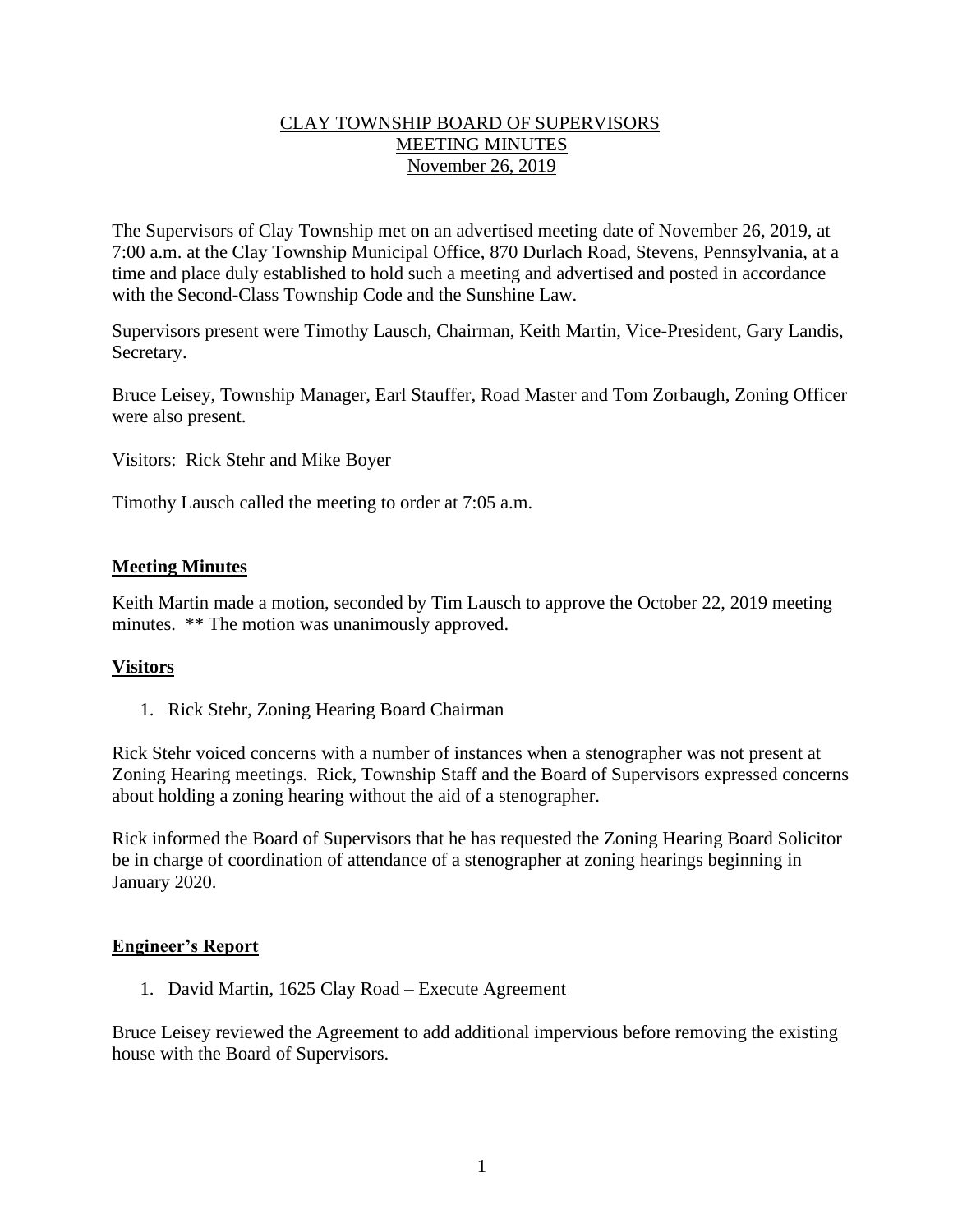# CLAY TOWNSHIP BOARD OF SUPERVISORS
## MEETING MINUTES
### November 26, 2019

The Supervisors of Clay Township met on an advertised meeting date of November 26, 2019, at 7:00 a.m. at the Clay Township Municipal Office, 870 Durlach Road, Stevens, Pennsylvania, at a time and place duly established to hold such a meeting and advertised and posted in accordance with the Second-Class Township Code and the Sunshine Law.

Supervisors present were Timothy Lausch, Chairman, Keith Martin, Vice-President, Gary Landis, Secretary.

Bruce Leisey, Township Manager, Earl Stauffer, Road Master and Tom Zorbaugh, Zoning Officer were also present.

Visitors: Rick Stehr and Mike Boyer

Timothy Lausch called the meeting to order at 7:05 a.m.

**Meeting Minutes**

Keith Martin made a motion, seconded by Tim Lausch to approve the October 22, 2019 meeting minutes. ** The motion was unanimously approved.

**Visitors**

1. Rick Stehr, Zoning Hearing Board Chairman

Rick Stehr voiced concerns with a number of instances when a stenographer was not present at Zoning Hearing meetings. Rick, Township Staff and the Board of Supervisors expressed concerns about holding a zoning hearing without the aid of a stenographer.

Rick informed the Board of Supervisors that he has requested the Zoning Hearing Board Solicitor be in charge of coordination of attendance of a stenographer at zoning hearings beginning in January 2020.

**Engineer's Report**

1. David Martin, 1625 Clay Road – Execute Agreement

Bruce Leisey reviewed the Agreement to add additional impervious before removing the existing house with the Board of Supervisors.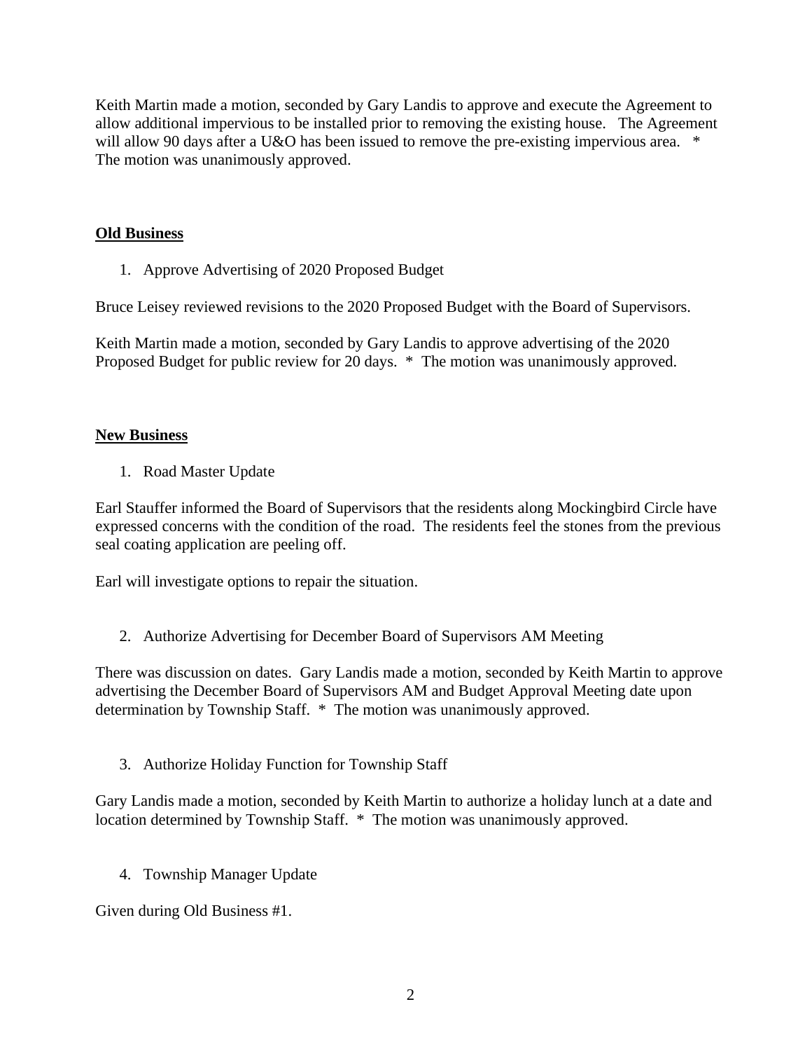Keith Martin made a motion, seconded by Gary Landis to approve and execute the Agreement to allow additional impervious to be installed prior to removing the existing house. The Agreement will allow 90 days after a U&O has been issued to remove the pre-existing impervious area. * The motion was unanimously approved.

## Old Business

1. Approve Advertising of 2020 Proposed Budget

Bruce Leisey reviewed revisions to the 2020 Proposed Budget with the Board of Supervisors.

Keith Martin made a motion, seconded by Gary Landis to approve advertising of the 2020 Proposed Budget for public review for 20 days. * The motion was unanimously approved.

## New Business

1. Road Master Update

Earl Stauffer informed the Board of Supervisors that the residents along Mockingbird Circle have expressed concerns with the condition of the road. The residents feel the stones from the previous seal coating application are peeling off.

Earl will investigate options to repair the situation.

2. Authorize Advertising for December Board of Supervisors AM Meeting

There was discussion on dates. Gary Landis made a motion, seconded by Keith Martin to approve advertising the December Board of Supervisors AM and Budget Approval Meeting date upon determination by Township Staff. * The motion was unanimously approved.

3. Authorize Holiday Function for Township Staff

Gary Landis made a motion, seconded by Keith Martin to authorize a holiday lunch at a date and location determined by Township Staff. * The motion was unanimously approved.

4. Township Manager Update

Given during Old Business #1.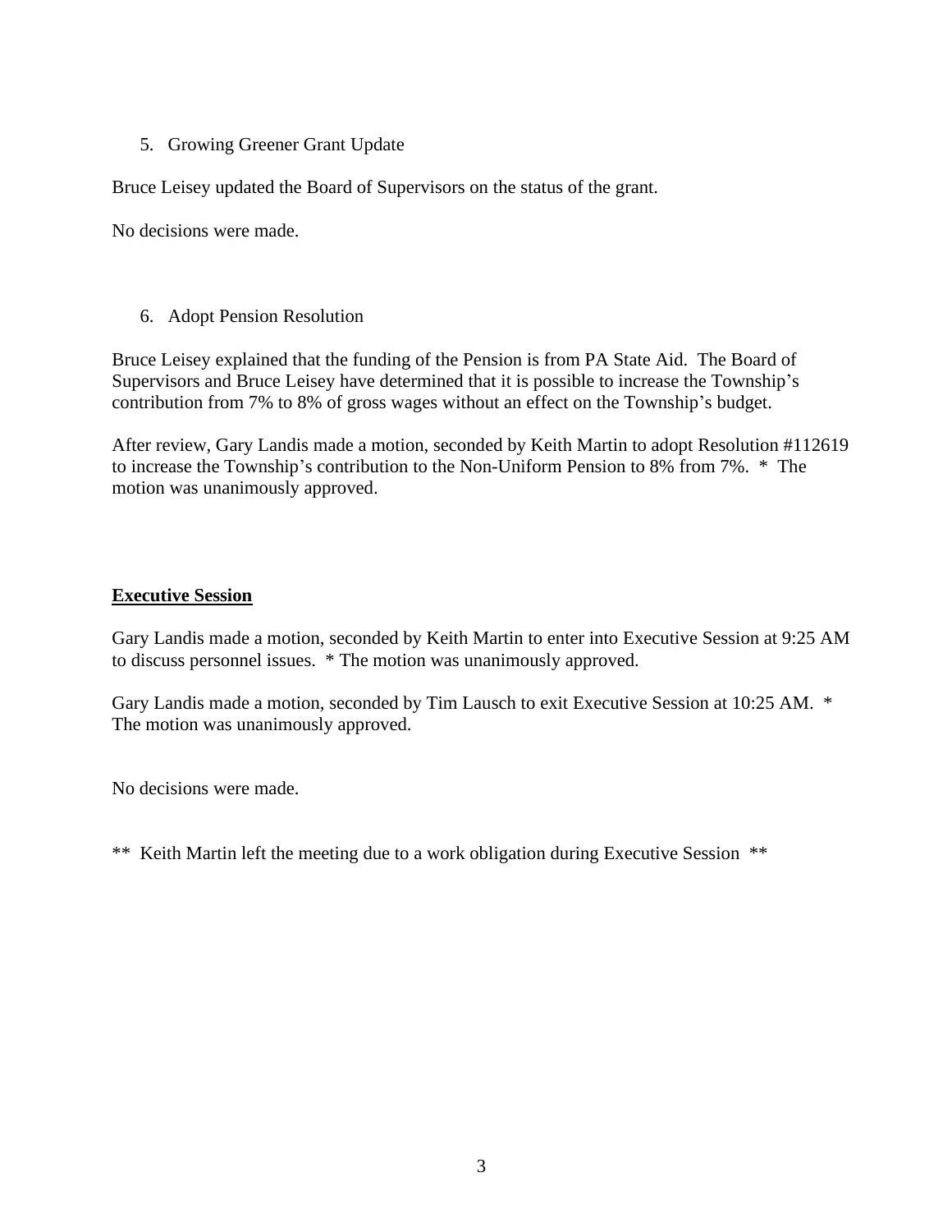5. Growing Greener Grant Update

Bruce Leisey updated the Board of Supervisors on the status of the grant.

No decisions were made.

6. Adopt Pension Resolution

Bruce Leisey explained that the funding of the Pension is from PA State Aid. The Board of Supervisors and Bruce Leisey have determined that it is possible to increase the Township's contribution from 7% to 8% of gross wages without an effect on the Township's budget.

After review, Gary Landis made a motion, seconded by Keith Martin to adopt Resolution #112619 to increase the Township's contribution to the Non-Uniform Pension to 8% from 7%. * The motion was unanimously approved.

## **Executive Session**

Gary Landis made a motion, seconded by Keith Martin to enter into Executive Session at 9:25 AM to discuss personnel issues. * The motion was unanimously approved.

Gary Landis made a motion, seconded by Tim Lausch to exit Executive Session at 10:25 AM. * The motion was unanimously approved.

No decisions were made.

** Keith Martin left the meeting due to a work obligation during Executive Session **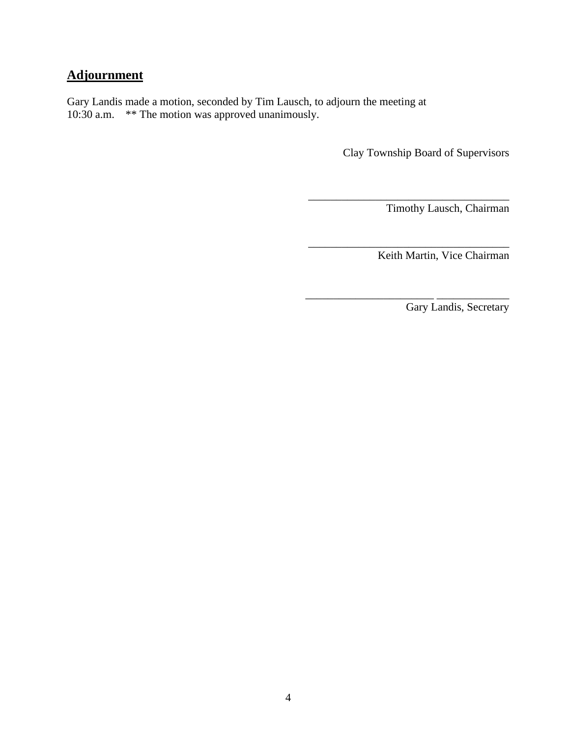## Adjournment

Gary Landis made a motion, seconded by Tim Lausch, to adjourn the meeting at 10:30 a.m.    ** The motion was approved unanimously.

Clay Township Board of Supervisors

_____________________________________
Timothy Lausch, Chairman

_____________________________________
Keith Martin, Vice Chairman

_______________________ _____________
Gary Landis, Secretary